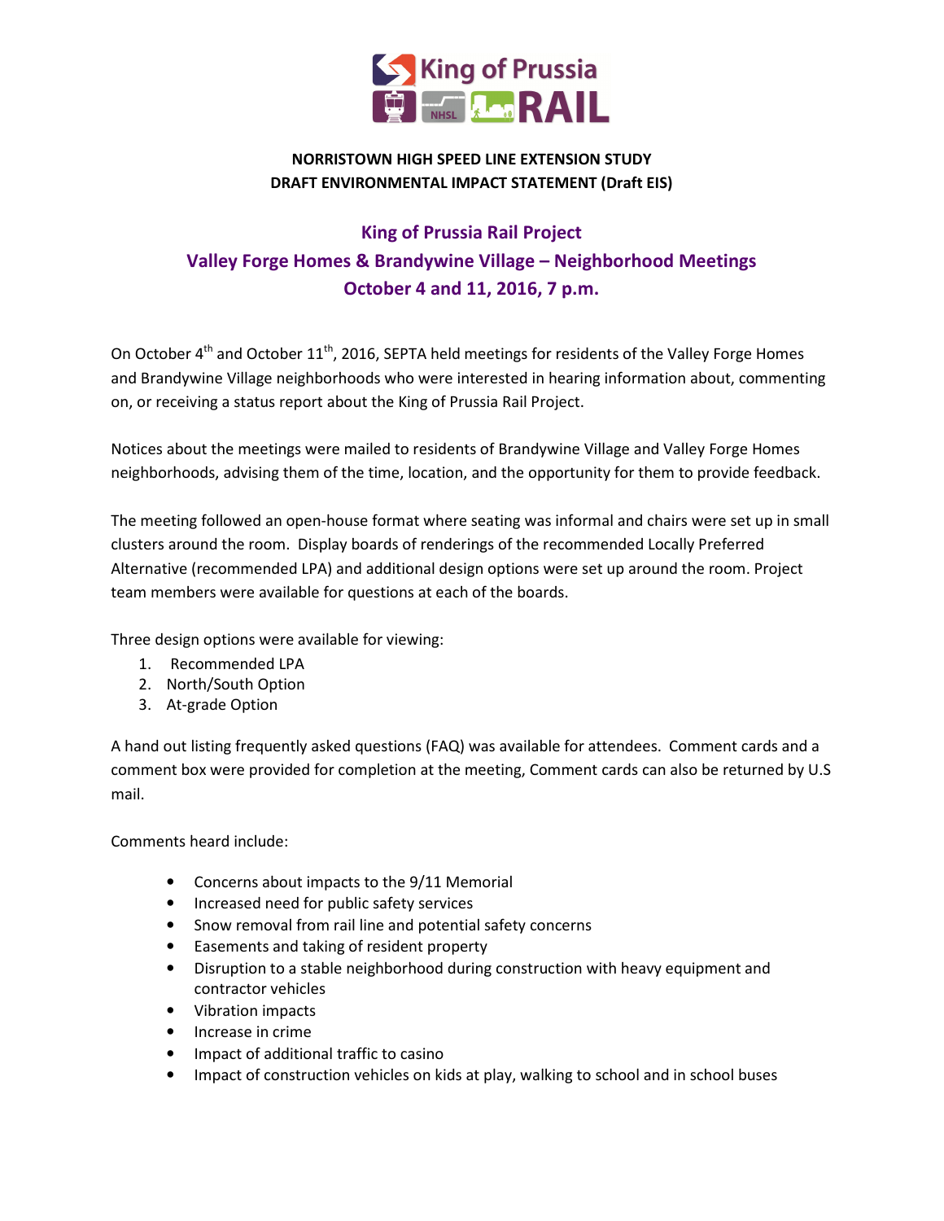King of Prussia RAIL

NHSL

**NORRISTOWN HIGH SPEED LINE EXTENSION STUDY**
**DRAFT ENVIRONMENTAL IMPACT STATEMENT (Draft EIS)**

# King of Prussia Rail Project
## Valley Forge Homes & Brandywine Village – Neighborhood Meetings
## October 4 and 11, 2016, 7 p.m.

On October 4th and October 11th, 2016, SEPTA held meetings for residents of the Valley Forge Homes and Brandywine Village neighborhoods who were interested in hearing information about, commenting on, or receiving a status report about the King of Prussia Rail Project.

Notices about the meetings were mailed to residents of Brandywine Village and Valley Forge Homes neighborhoods, advising them of the time, location, and the opportunity for them to provide feedback.

The meeting followed an open-house format where seating was informal and chairs were set up in small clusters around the room. Display boards of renderings of the recommended Locally Preferred Alternative (recommended LPA) and additional design options were set up around the room. Project team members were available for questions at each of the boards.

Three design options were available for viewing:

1. Recommended LPA
2. North/South Option
3. At-grade Option

A hand out listing frequently asked questions (FAQ) was available for attendees. Comment cards and a comment box were provided for completion at the meeting, Comment cards can also be returned by U.S mail.

Comments heard include:

- Concerns about impacts to the 9/11 Memorial
- Increased need for public safety services
- Snow removal from rail line and potential safety concerns
- Easements and taking of resident property
- Disruption to a stable neighborhood during construction with heavy equipment and contractor vehicles
- Vibration impacts
- Increase in crime
- Impact of additional traffic to casino
- Impact of construction vehicles on kids at play, walking to school and in school buses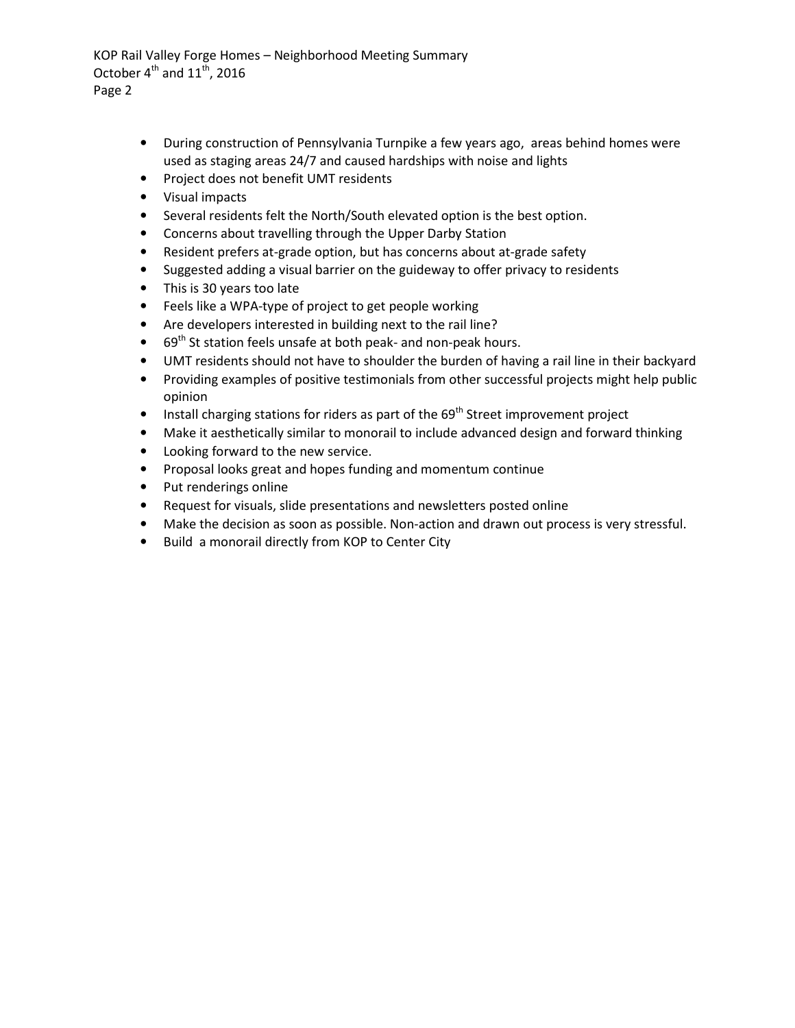- During construction of Pennsylvania Turnpike a few years ago, areas behind homes were used as staging areas 24/7 and caused hardships with noise and lights
- Project does not benefit UMT residents
- Visual impacts
- Several residents felt the North/South elevated option is the best option.
- Concerns about travelling through the Upper Darby Station
- Resident prefers at-grade option, but has concerns about at-grade safety
- Suggested adding a visual barrier on the guideway to offer privacy to residents
- This is 30 years too late
- Feels like a WPA-type of project to get people working
- Are developers interested in building next to the rail line?
- 69th St station feels unsafe at both peak- and non-peak hours.
- UMT residents should not have to shoulder the burden of having a rail line in their backyard
- Providing examples of positive testimonials from other successful projects might help public opinion
- Install charging stations for riders as part of the 69th Street improvement project
- Make it aesthetically similar to monorail to include advanced design and forward thinking
- Looking forward to the new service.
- Proposal looks great and hopes funding and momentum continue
- Put renderings online
- Request for visuals, slide presentations and newsletters posted online
- Make the decision as soon as possible. Non-action and drawn out process is very stressful.
- Build a monorail directly from KOP to Center City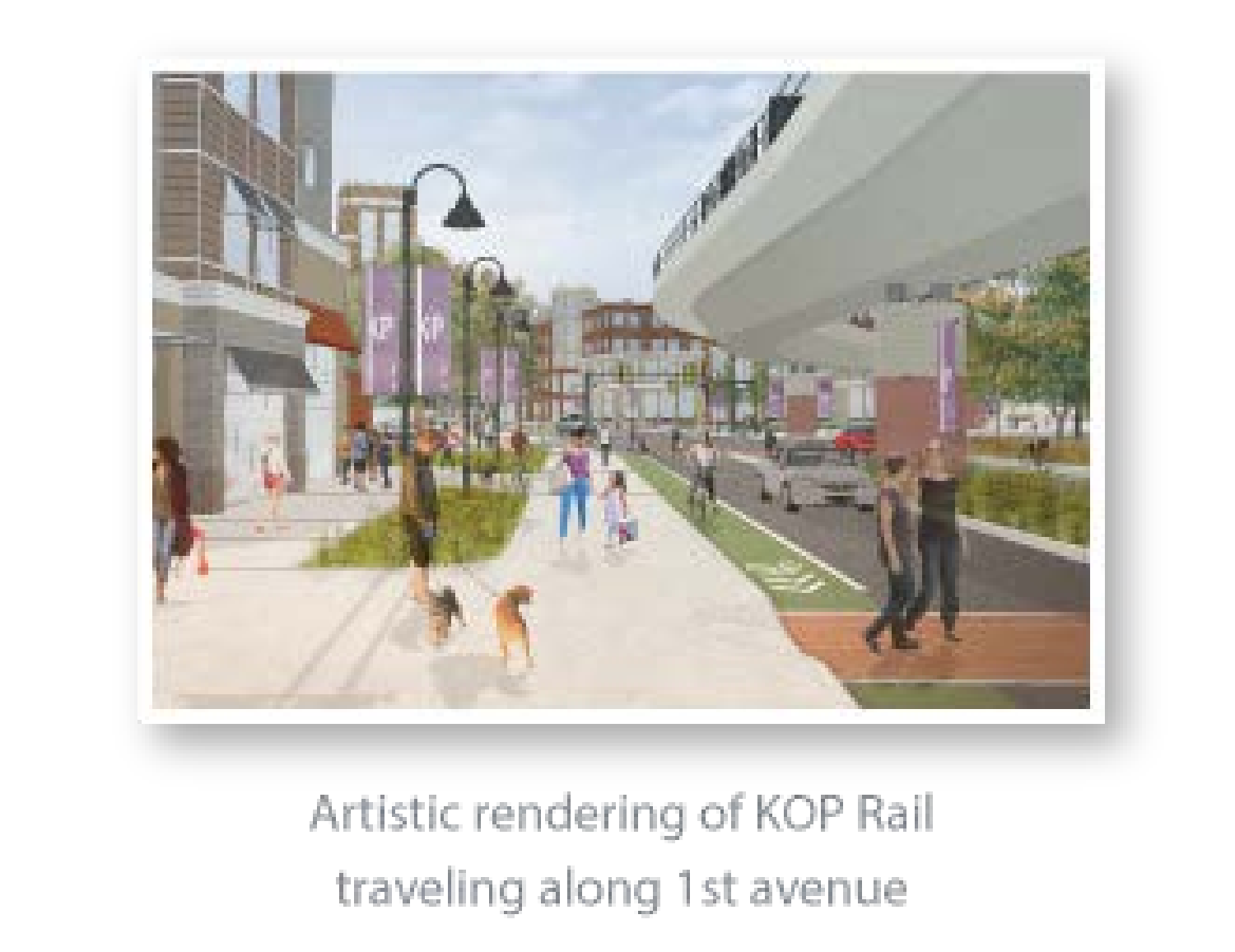Artistic rendering of KOP Rail traveling along 1st avenue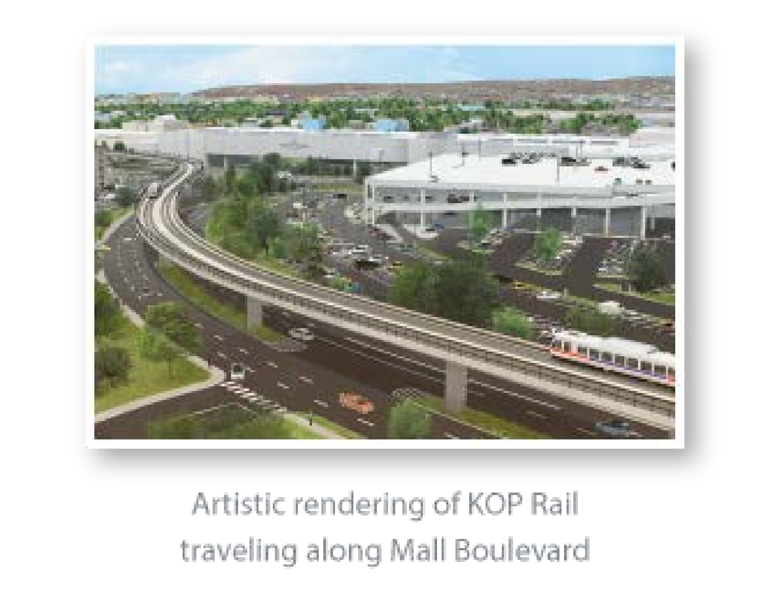Artistic rendering of KOP Rail traveling along Mall Boulevard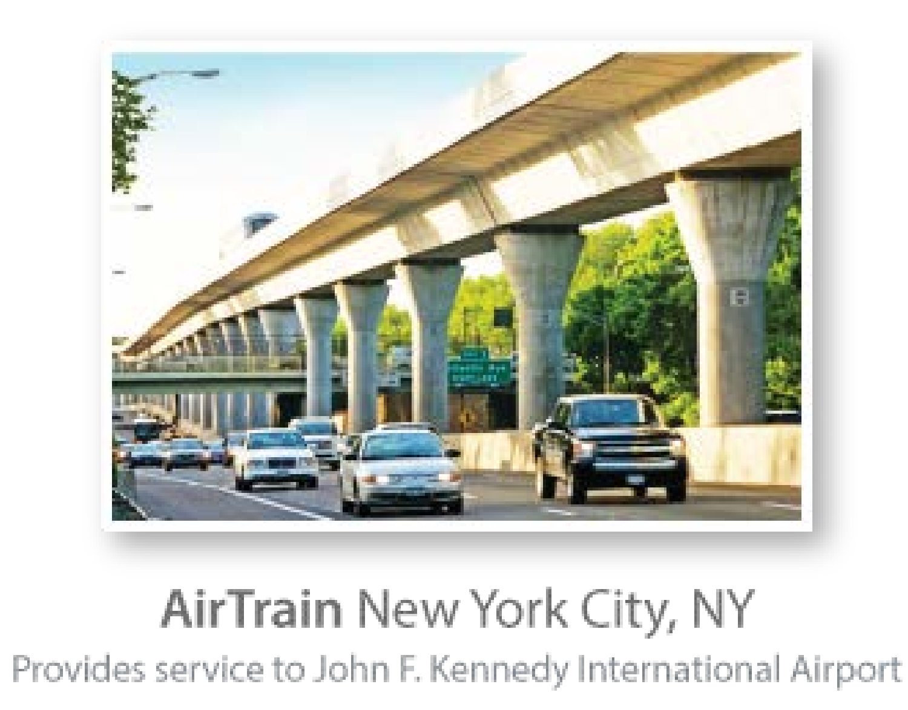**AirTrain** New York City, NY

Provides service to John F. Kennedy International Airport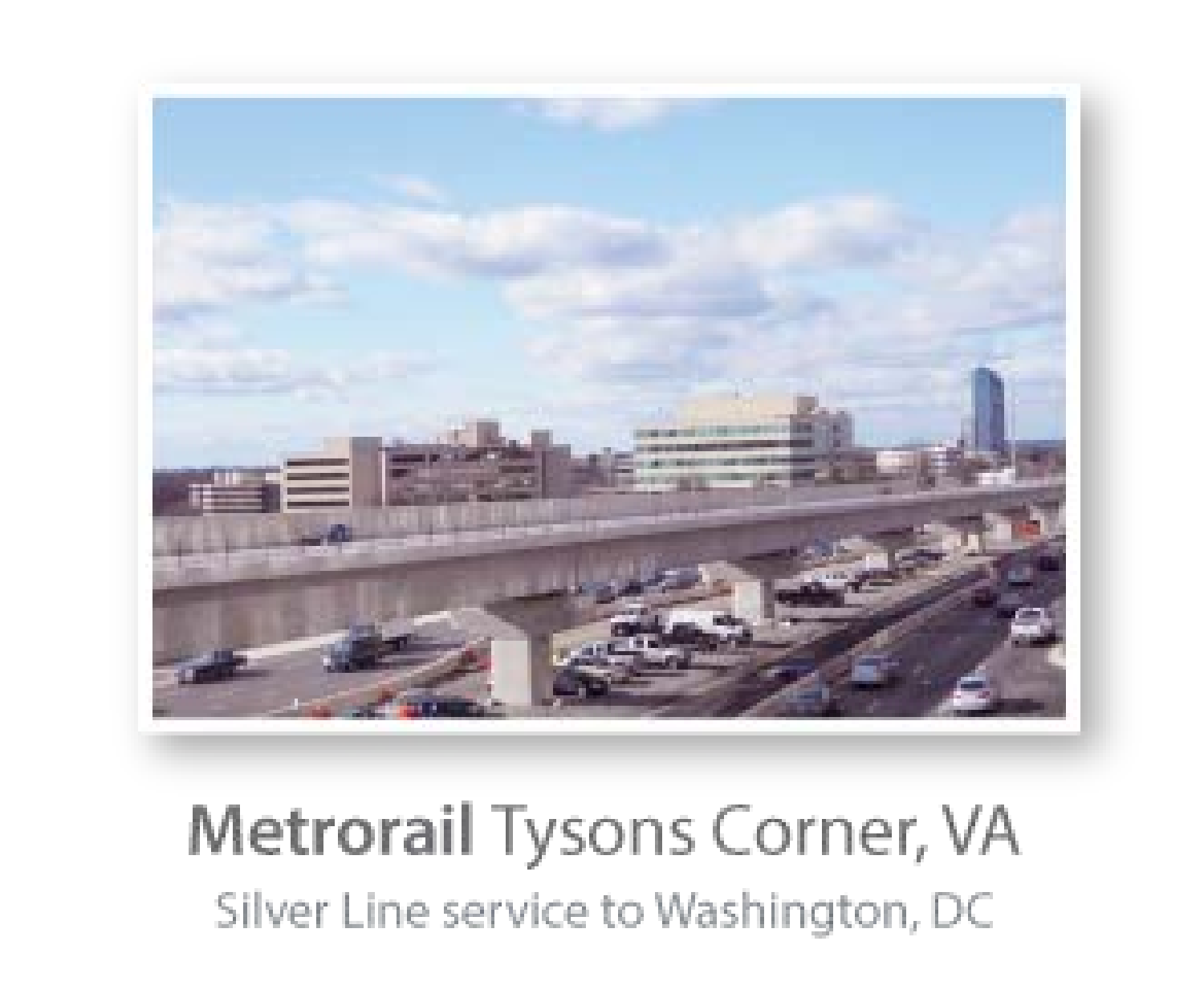**Metrorail** Tysons Corner, VA

Silver Line service to Washington, DC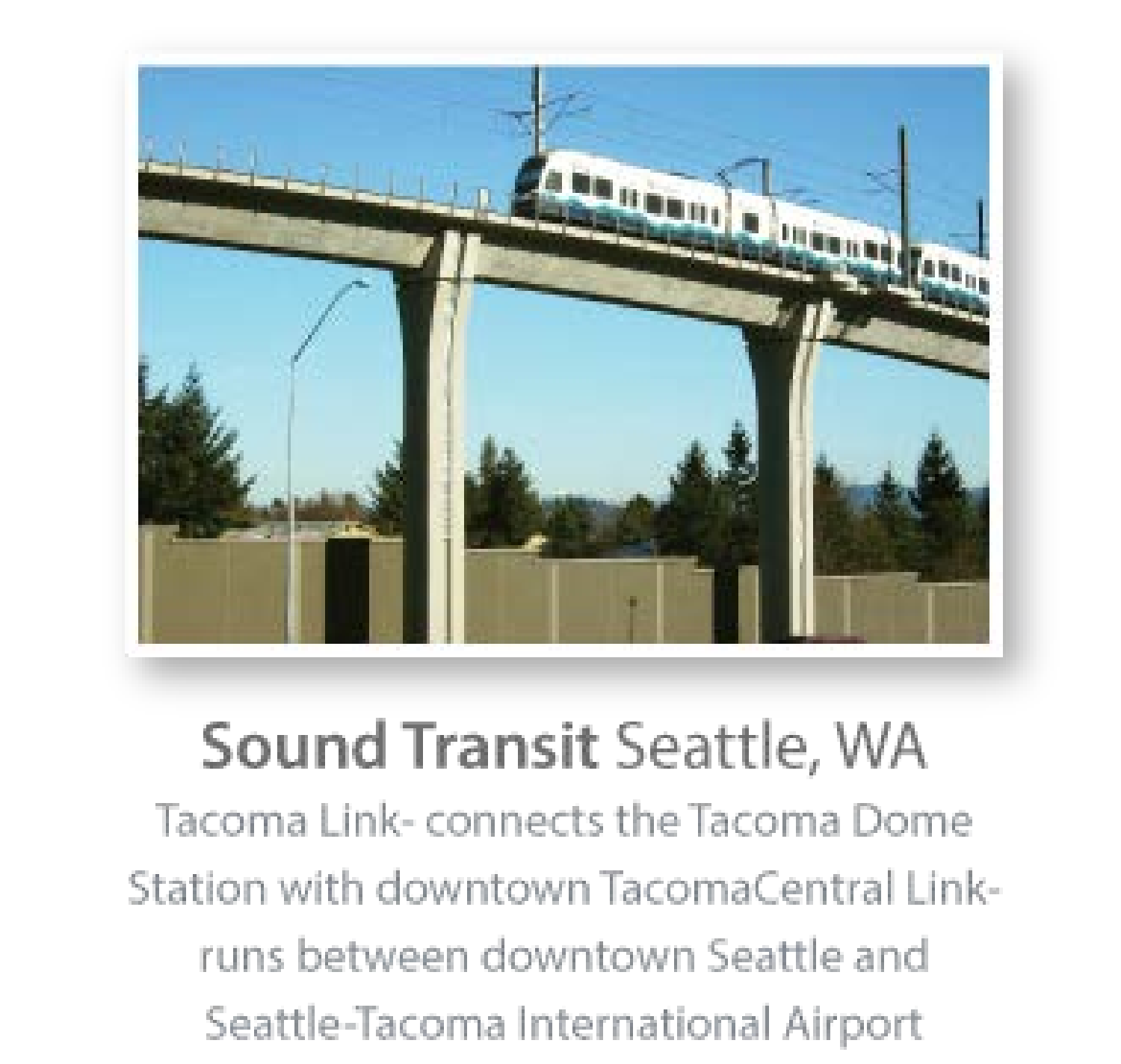**Sound Transit** Seattle, WA

Tacoma Link- connects the Tacoma Dome Station with downtown TacomaCentral Link- runs between downtown Seattle and Seattle-Tacoma International Airport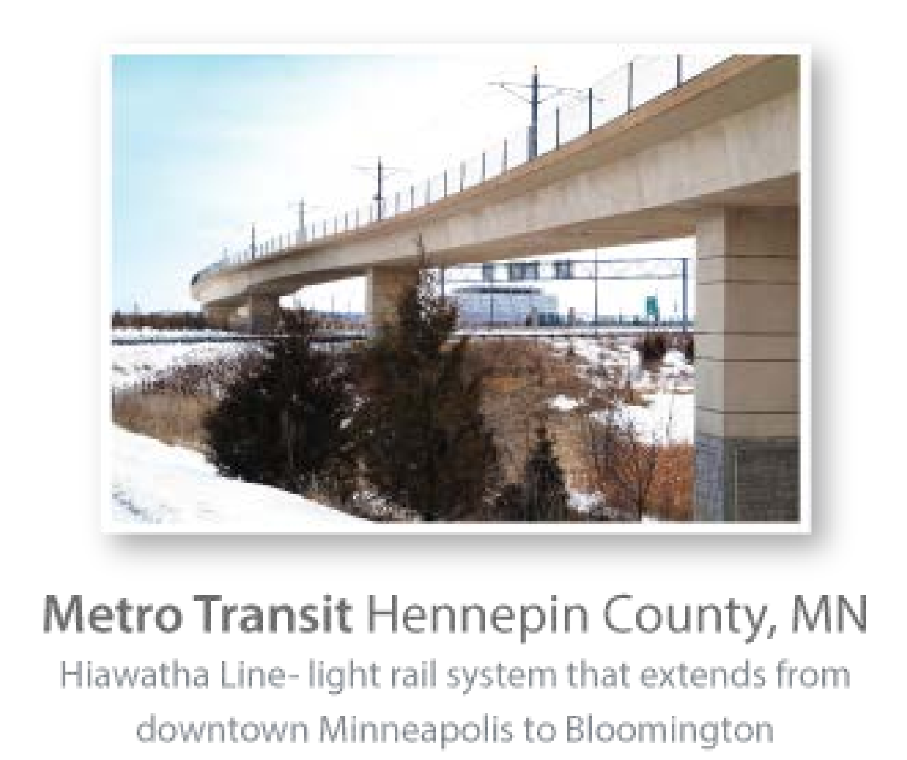**Metro Transit** Hennepin County, MN

Hiawatha Line- light rail system that extends from downtown Minneapolis to Bloomington